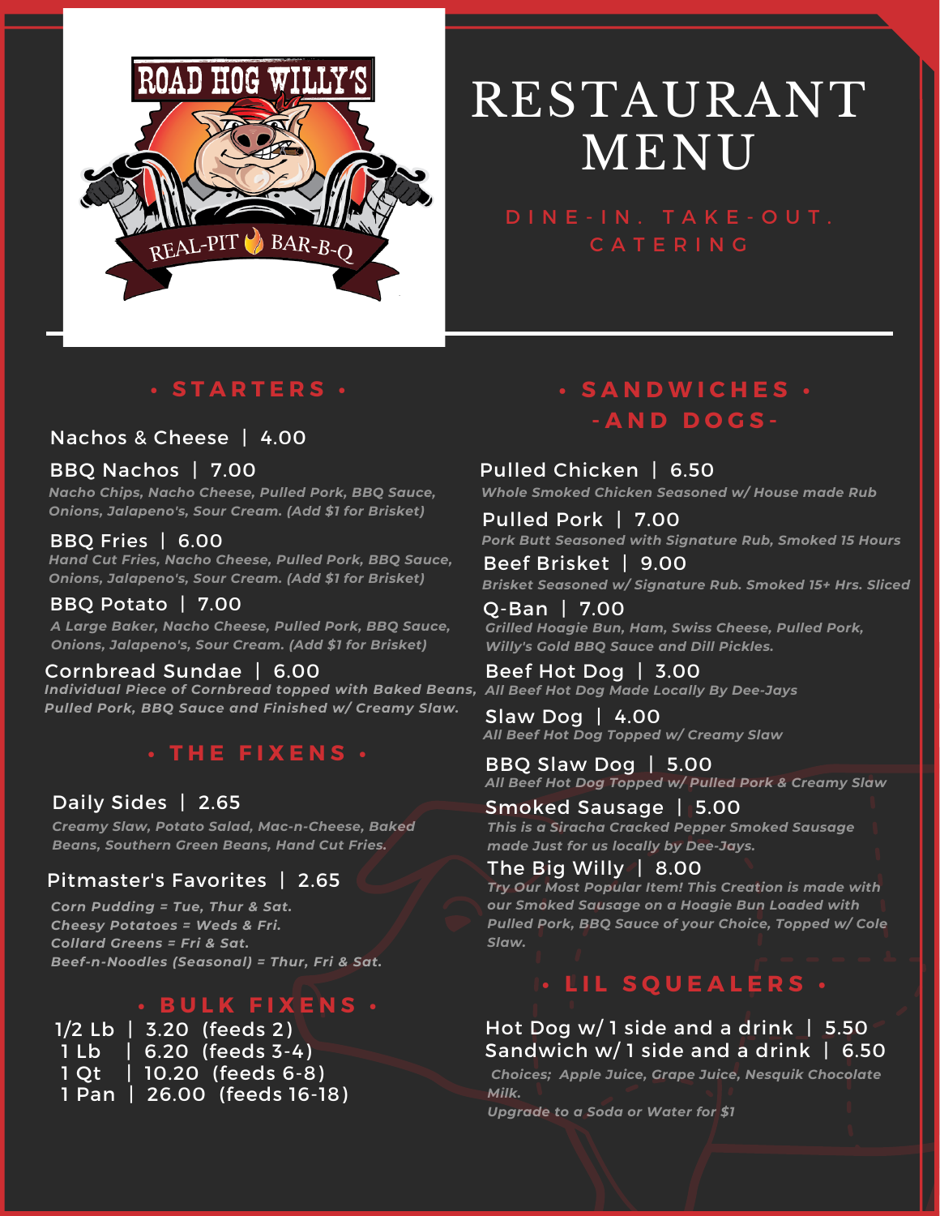ROAD HOG WILLY'S

REAL-PIT BAR-B-Q

# RESTAURANT MENU

DINE-IN. TAKE-OUT. CATERING

## • STARTERS •

Nachos & Cheese | 4.00

BBQ Nachos | 7.00

*Nacho Chips, Nacho Cheese, Pulled Pork, BBQ Sauce, Onions, Jalapeno's, Sour Cream. (Add $1 for Brisket)*

BBQ Fries | 6.00

*Hand Cut Fries, Nacho Cheese, Pulled Pork, BBQ Sauce, Onions, Jalapeno's, Sour Cream. (Add $1 for Brisket)*

BBQ Potato | 7.00

*A Large Baker, Nacho Cheese, Pulled Pork, BBQ Sauce, Onions, Jalapeno's, Sour Cream. (Add $1 for Brisket)*

Cornbread Sundae | 6.00

*Individual Piece of Cornbread topped with Baked Beans, Pulled Pork, BBQ Sauce and Finished w/ Creamy Slaw.*

## • THE FIXENS •

Daily Sides | 2.65

*Creamy Slaw, Potato Salad, Mac-n-Cheese, Baked Beans, Southern Green Beans, Hand Cut Fries.*

Pitmaster's Favorites | 2.65

*Corn Pudding = Tue, Thur & Sat.*
*Cheesy Potatoes = Weds & Fri.*
*Collard Greens = Fri & Sat.*
*Beef-n-Noodles (Seasonal) = Thur, Fri & Sat.*

## • BULK FIXENS •

1/2 Lb | 3.20 (feeds 2)
1 Lb | 6.20 (feeds 3-4)
1 Qt | 10.20 (feeds 6-8)
1 Pan | 26.00 (feeds 16-18)

## • SANDWICHES • -AND DOGS-

Pulled Chicken | 6.50

*Whole Smoked Chicken Seasoned w/ House made Rub*

Pulled Pork | 7.00

*Pork Butt Seasoned with Signature Rub, Smoked 15 Hours*

Beef Brisket | 9.00

*Brisket Seasoned w/ Signature Rub. Smoked 15+ Hrs. Sliced*

Q-Ban | 7.00

*Grilled Hoagie Bun, Ham, Swiss Cheese, Pulled Pork, Willy's Gold BBQ Sauce and Dill Pickles.*

Beef Hot Dog | 3.00

*All Beef Hot Dog Made Locally By Dee-Jays*

Slaw Dog | 4.00

*All Beef Hot Dog Topped w/ Creamy Slaw*

BBQ Slaw Dog | 5.00

*All Beef Hot Dog Topped w/ Pulled Pork & Creamy Slaw*

Smoked Sausage | 5.00

*This is a Siracha Cracked Pepper Smoked Sausage made Just for us locally by Dee-Jays.*

The Big Willy | 8.00

*Try Our Most Popular Item! This Creation is made with our Smoked Sausage on a Hoagie Bun Loaded with Pulled Pork, BBQ Sauce of your Choice, Topped w/ Cole Slaw.*

## • LIL SQUEALERS •

Hot Dog w/ 1 side and a drink | 5.50
Sandwich w/ 1 side and a drink | 6.50

*Choices; Apple Juice, Grape Juice, Nesquik Chocolate Milk.*
*Upgrade to a Soda or Water for $1*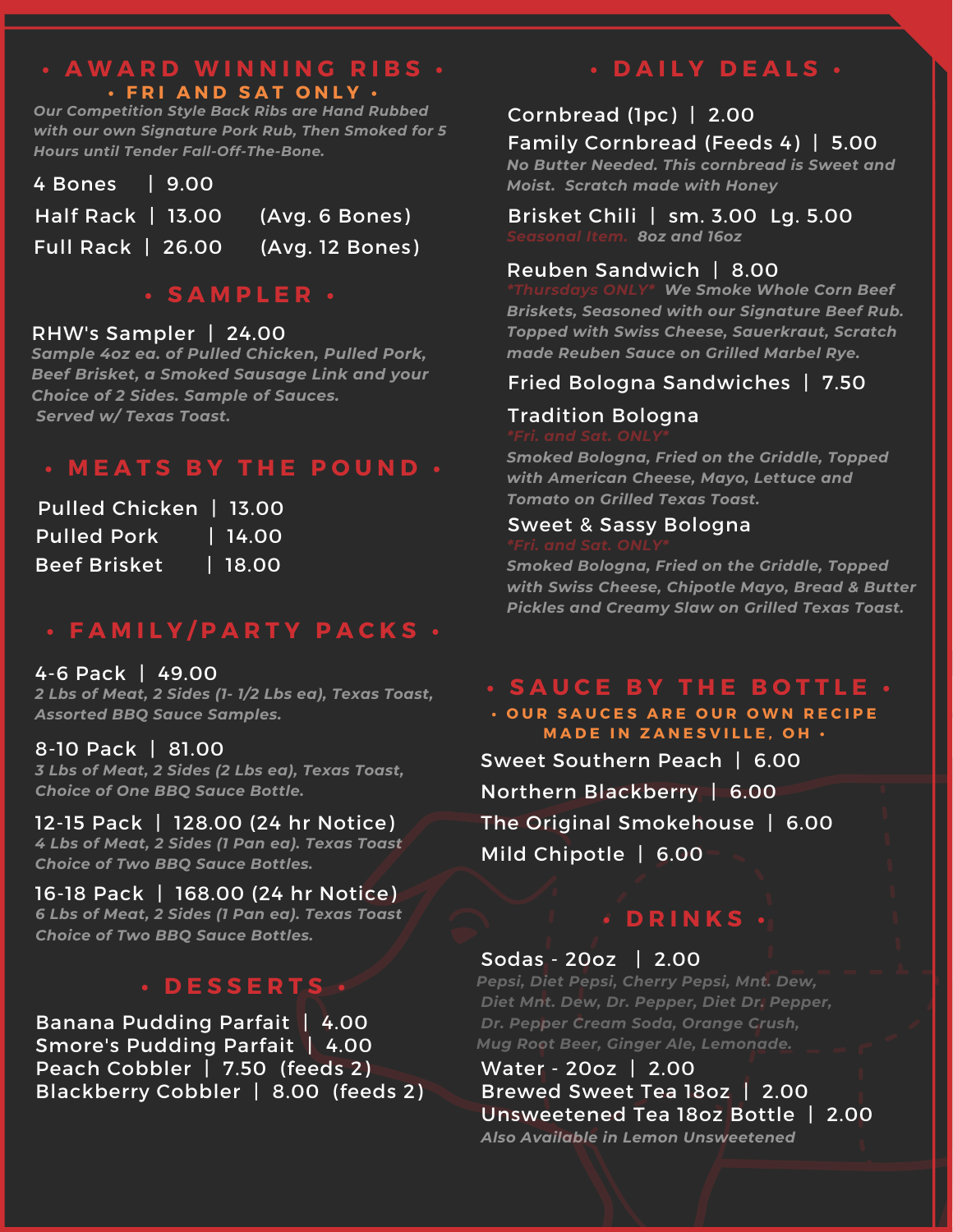## • AWARD WINNING RIBS •

### • FRI AND SAT ONLY •

*Our Competition Style Back Ribs are Hand Rubbed with our own Signature Pork Rub, Then Smoked for 5 Hours until Tender Fall-Off-The-Bone.*

4 Bones | 9.00
Half Rack | 13.00 (Avg. 6 Bones)
Full Rack | 26.00 (Avg. 12 Bones)

## • SAMPLER •

RHW's Sampler | 24.00
*Sample 4oz ea. of Pulled Chicken, Pulled Pork, Beef Brisket, a Smoked Sausage Link and your Choice of 2 Sides. Sample of Sauces. Served w/ Texas Toast.*

## • MEATS BY THE POUND •

Pulled Chicken | 13.00
Pulled Pork | 14.00
Beef Brisket | 18.00

## • FAMILY/PARTY PACKS •

4-6 Pack | 49.00
*2 Lbs of Meat, 2 Sides (1- 1/2 Lbs ea), Texas Toast, Assorted BBQ Sauce Samples.*

8-10 Pack | 81.00
*3 Lbs of Meat, 2 Sides (2 Lbs ea), Texas Toast, Choice of One BBQ Sauce Bottle.*

12-15 Pack | 128.00 (24 hr Notice)
*4 Lbs of Meat, 2 Sides (1 Pan ea). Texas Toast Choice of Two BBQ Sauce Bottles.*

16-18 Pack | 168.00 (24 hr Notice)
*6 Lbs of Meat, 2 Sides (1 Pan ea). Texas Toast Choice of Two BBQ Sauce Bottles.*

## • DESSERTS •

Banana Pudding Parfait | 4.00
Smore's Pudding Parfait | 4.00
Peach Cobbler | 7.50 (feeds 2)
Blackberry Cobbler | 8.00 (feeds 2)

## • DAILY DEALS •

Cornbread (1pc) | 2.00
Family Cornbread (Feeds 4) | 5.00
*No Butter Needed. This cornbread is Sweet and Moist. Scratch made with Honey*

Brisket Chili | sm. 3.00 Lg. 5.00
*Seasonal Item. 8oz and 16oz*

Reuben Sandwich | 8.00
*\*Thursdays ONLY\* We Smoke Whole Corn Beef Briskets, Seasoned with our Signature Beef Rub. Topped with Swiss Cheese, Sauerkraut, Scratch made Reuben Sauce on Grilled Marbel Rye.*

Fried Bologna Sandwiches | 7.50

Tradition Bologna
*\*Fri. and Sat. ONLY\**
*Smoked Bologna, Fried on the Griddle, Topped with American Cheese, Mayo, Lettuce and Tomato on Grilled Texas Toast.*

Sweet & Sassy Bologna
*\*Fri. and Sat. ONLY\**
*Smoked Bologna, Fried on the Griddle, Topped with Swiss Cheese, Chipotle Mayo, Bread & Butter Pickles and Creamy Slaw on Grilled Texas Toast.*

## • SAUCE BY THE BOTTLE •

### • OUR SAUCES ARE OUR OWN RECIPE MADE IN ZANESVILLE, OH •

Sweet Southern Peach | 6.00
Northern Blackberry | 6.00
The Original Smokehouse | 6.00
Mild Chipotle | 6.00

## • DRINKS •

Sodas - 20oz | 2.00
*Pepsi, Diet Pepsi, Cherry Pepsi, Mnt. Dew, Diet Mnt. Dew, Dr. Pepper, Diet Dr. Pepper, Dr. Pepper Cream Soda, Orange Crush, Mug Root Beer, Ginger Ale, Lemonade.*

Water - 20oz | 2.00
Brewed Sweet Tea 18oz | 2.00
Unsweetened Tea 18oz Bottle | 2.00
*Also Available in Lemon Unsweetened*